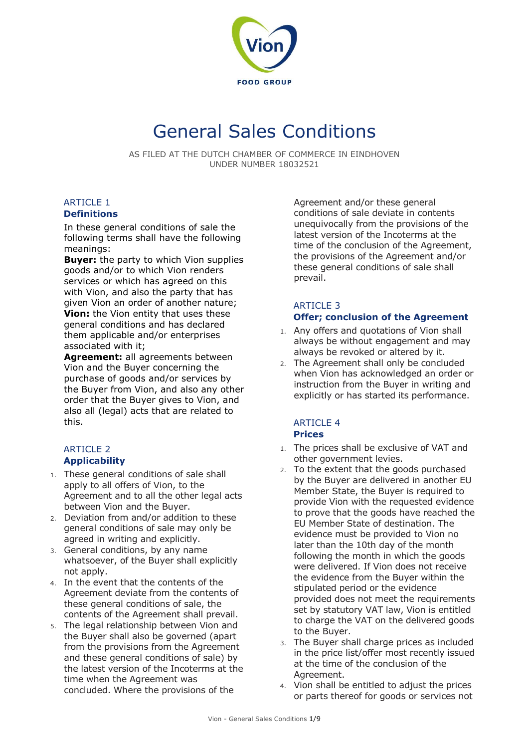# General Sales Conditions

AS FILED AT THE DUTCH CHAMBER OF COMMERCE IN EINDHOVEN UNDER NUMBER 18032521

## ARTICLE 1
### Definitions

In these general conditions of sale the following terms shall have the following meanings:

**Buyer:** the party to which Vion supplies goods and/or to which Vion renders services or which has agreed on this with Vion, and also the party that has given Vion an order of another nature;
**Vion:** the Vion entity that uses these general conditions and has declared them applicable and/or enterprises associated with it;
**Agreement:** all agreements between Vion and the Buyer concerning the purchase of goods and/or services by the Buyer from Vion, and also any other order that the Buyer gives to Vion, and also all (legal) acts that are related to this.

## ARTICLE 2
### Applicability

1. These general conditions of sale shall apply to all offers of Vion, to the Agreement and to all the other legal acts between Vion and the Buyer.
2. Deviation from and/or addition to these general conditions of sale may only be agreed in writing and explicitly.
3. General conditions, by any name whatsoever, of the Buyer shall explicitly not apply.
4. In the event that the contents of the Agreement deviate from the contents of these general conditions of sale, the contents of the Agreement shall prevail.
5. The legal relationship between Vion and the Buyer shall also be governed (apart from the provisions from the Agreement and these general conditions of sale) by the latest version of the Incoterms at the time when the Agreement was concluded. Where the provisions of the Agreement and/or these general conditions of sale deviate in contents unequivocally from the provisions of the latest version of the Incoterms at the time of the conclusion of the Agreement, the provisions of the Agreement and/or these general conditions of sale shall prevail.

## ARTICLE 3
### Offer; conclusion of the Agreement

1. Any offers and quotations of Vion shall always be without engagement and may always be revoked or altered by it.
2. The Agreement shall only be concluded when Vion has acknowledged an order or instruction from the Buyer in writing and explicitly or has started its performance.

## ARTICLE 4
### Prices

1. The prices shall be exclusive of VAT and other government levies.
2. To the extent that the goods purchased by the Buyer are delivered in another EU Member State, the Buyer is required to provide Vion with the requested evidence to prove that the goods have reached the EU Member State of destination. The evidence must be provided to Vion no later than the 10th day of the month following the month in which the goods were delivered. If Vion does not receive the evidence from the Buyer within the stipulated period or the evidence provided does not meet the requirements set by statutory VAT law, Vion is entitled to charge the VAT on the delivered goods to the Buyer.
3. The Buyer shall charge prices as included in the price list/offer most recently issued at the time of the conclusion of the Agreement.
4. Vion shall be entitled to adjust the prices or parts thereof for goods or services not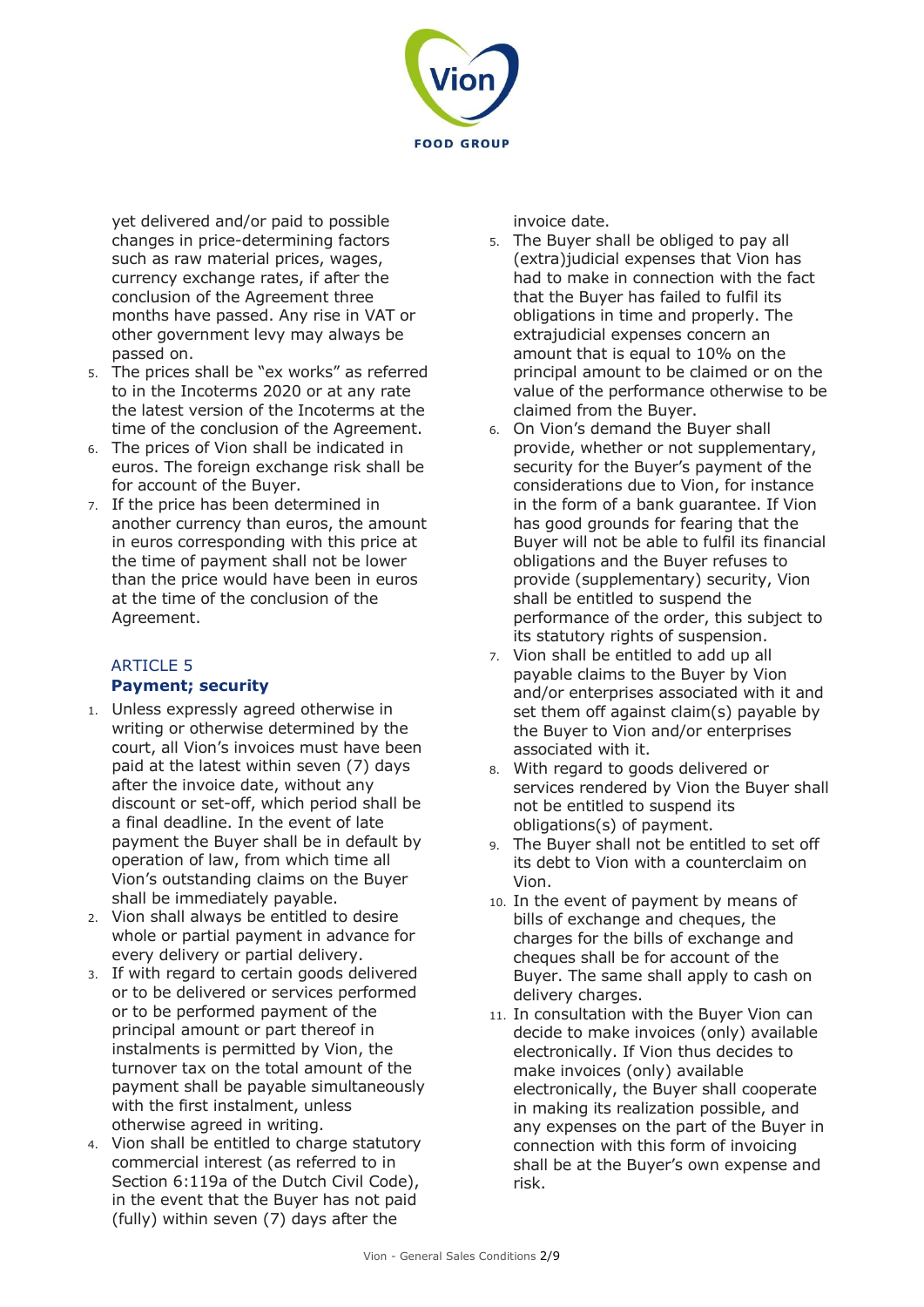yet delivered and/or paid to possible changes in price-determining factors such as raw material prices, wages, currency exchange rates, if after the conclusion of the Agreement three months have passed. Any rise in VAT or other government levy may always be passed on.

5. The prices shall be "ex works" as referred to in the Incoterms 2020 or at any rate the latest version of the Incoterms at the time of the conclusion of the Agreement.
6. The prices of Vion shall be indicated in euros. The foreign exchange risk shall be for account of the Buyer.
7. If the price has been determined in another currency than euros, the amount in euros corresponding with this price at the time of payment shall not be lower than the price would have been in euros at the time of the conclusion of the Agreement.

## ARTICLE 5
**Payment; security**

1. Unless expressly agreed otherwise in writing or otherwise determined by the court, all Vion's invoices must have been paid at the latest within seven (7) days after the invoice date, without any discount or set-off, which period shall be a final deadline. In the event of late payment the Buyer shall be in default by operation of law, from which time all Vion's outstanding claims on the Buyer shall be immediately payable.
2. Vion shall always be entitled to desire whole or partial payment in advance for every delivery or partial delivery.
3. If with regard to certain goods delivered or to be delivered or services performed or to be performed payment of the principal amount or part thereof in instalments is permitted by Vion, the turnover tax on the total amount of the payment shall be payable simultaneously with the first instalment, unless otherwise agreed in writing.
4. Vion shall be entitled to charge statutory commercial interest (as referred to in Section 6:119a of the Dutch Civil Code), in the event that the Buyer has not paid (fully) within seven (7) days after the invoice date.
5. The Buyer shall be obliged to pay all (extra)judicial expenses that Vion has had to make in connection with the fact that the Buyer has failed to fulfil its obligations in time and properly. The extrajudicial expenses concern an amount that is equal to 10% on the principal amount to be claimed or on the value of the performance otherwise to be claimed from the Buyer.
6. On Vion's demand the Buyer shall provide, whether or not supplementary, security for the Buyer's payment of the considerations due to Vion, for instance in the form of a bank guarantee. If Vion has good grounds for fearing that the Buyer will not be able to fulfil its financial obligations and the Buyer refuses to provide (supplementary) security, Vion shall be entitled to suspend the performance of the order, this subject to its statutory rights of suspension.
7. Vion shall be entitled to add up all payable claims to the Buyer by Vion and/or enterprises associated with it and set them off against claim(s) payable by the Buyer to Vion and/or enterprises associated with it.
8. With regard to goods delivered or services rendered by Vion the Buyer shall not be entitled to suspend its obligations(s) of payment.
9. The Buyer shall not be entitled to set off its debt to Vion with a counterclaim on Vion.
10. In the event of payment by means of bills of exchange and cheques, the charges for the bills of exchange and cheques shall be for account of the Buyer. The same shall apply to cash on delivery charges.
11. In consultation with the Buyer Vion can decide to make invoices (only) available electronically. If Vion thus decides to make invoices (only) available electronically, the Buyer shall cooperate in making its realization possible, and any expenses on the part of the Buyer in connection with this form of invoicing shall be at the Buyer's own expense and risk.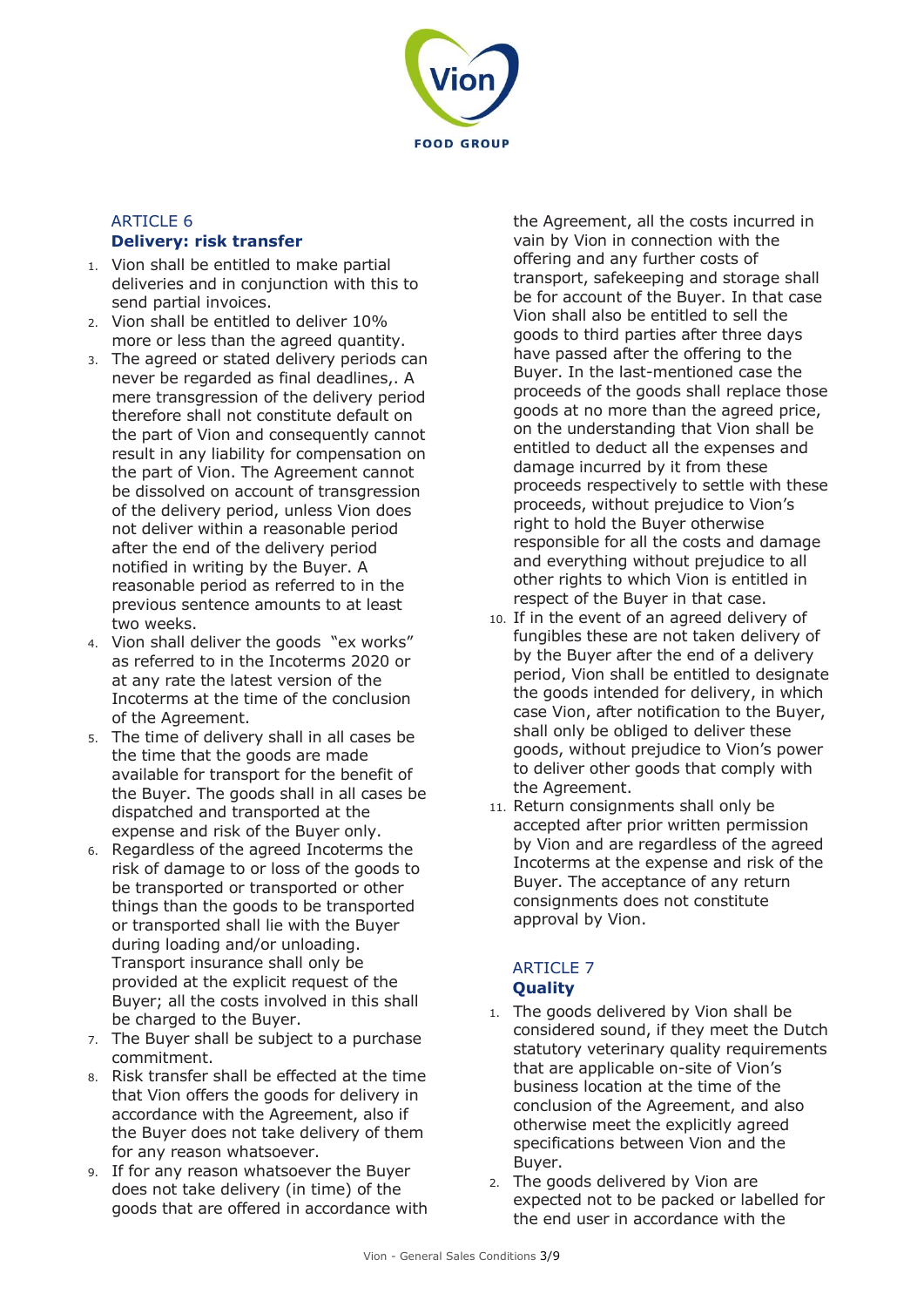## ARTICLE 6
### Delivery: risk transfer

1. Vion shall be entitled to make partial deliveries and in conjunction with this to send partial invoices.
2. Vion shall be entitled to deliver 10% more or less than the agreed quantity.
3. The agreed or stated delivery periods can never be regarded as final deadlines,. A mere transgression of the delivery period therefore shall not constitute default on the part of Vion and consequently cannot result in any liability for compensation on the part of Vion. The Agreement cannot be dissolved on account of transgression of the delivery period, unless Vion does not deliver within a reasonable period after the end of the delivery period notified in writing by the Buyer. A reasonable period as referred to in the previous sentence amounts to at least two weeks.
4. Vion shall deliver the goods "ex works" as referred to in the Incoterms 2020 or at any rate the latest version of the Incoterms at the time of the conclusion of the Agreement.
5. The time of delivery shall in all cases be the time that the goods are made available for transport for the benefit of the Buyer. The goods shall in all cases be dispatched and transported at the expense and risk of the Buyer only.
6. Regardless of the agreed Incoterms the risk of damage to or loss of the goods to be transported or transported or other things than the goods to be transported or transported shall lie with the Buyer during loading and/or unloading. Transport insurance shall only be provided at the explicit request of the Buyer; all the costs involved in this shall be charged to the Buyer.
7. The Buyer shall be subject to a purchase commitment.
8. Risk transfer shall be effected at the time that Vion offers the goods for delivery in accordance with the Agreement, also if the Buyer does not take delivery of them for any reason whatsoever.
9. If for any reason whatsoever the Buyer does not take delivery (in time) of the goods that are offered in accordance with the Agreement, all the costs incurred in vain by Vion in connection with the offering and any further costs of transport, safekeeping and storage shall be for account of the Buyer. In that case Vion shall also be entitled to sell the goods to third parties after three days have passed after the offering to the Buyer. In the last-mentioned case the proceeds of the goods shall replace those goods at no more than the agreed price, on the understanding that Vion shall be entitled to deduct all the expenses and damage incurred by it from these proceeds respectively to settle with these proceeds, without prejudice to Vion's right to hold the Buyer otherwise responsible for all the costs and damage and everything without prejudice to all other rights to which Vion is entitled in respect of the Buyer in that case.
10. If in the event of an agreed delivery of fungibles these are not taken delivery of by the Buyer after the end of a delivery period, Vion shall be entitled to designate the goods intended for delivery, in which case Vion, after notification to the Buyer, shall only be obliged to deliver these goods, without prejudice to Vion's power to deliver other goods that comply with the Agreement.
11. Return consignments shall only be accepted after prior written permission by Vion and are regardless of the agreed Incoterms at the expense and risk of the Buyer. The acceptance of any return consignments does not constitute approval by Vion.

## ARTICLE 7
### Quality

1. The goods delivered by Vion shall be considered sound, if they meet the Dutch statutory veterinary quality requirements that are applicable on-site of Vion's business location at the time of the conclusion of the Agreement, and also otherwise meet the explicitly agreed specifications between Vion and the Buyer.
2. The goods delivered by Vion are expected not to be packed or labelled for the end user in accordance with the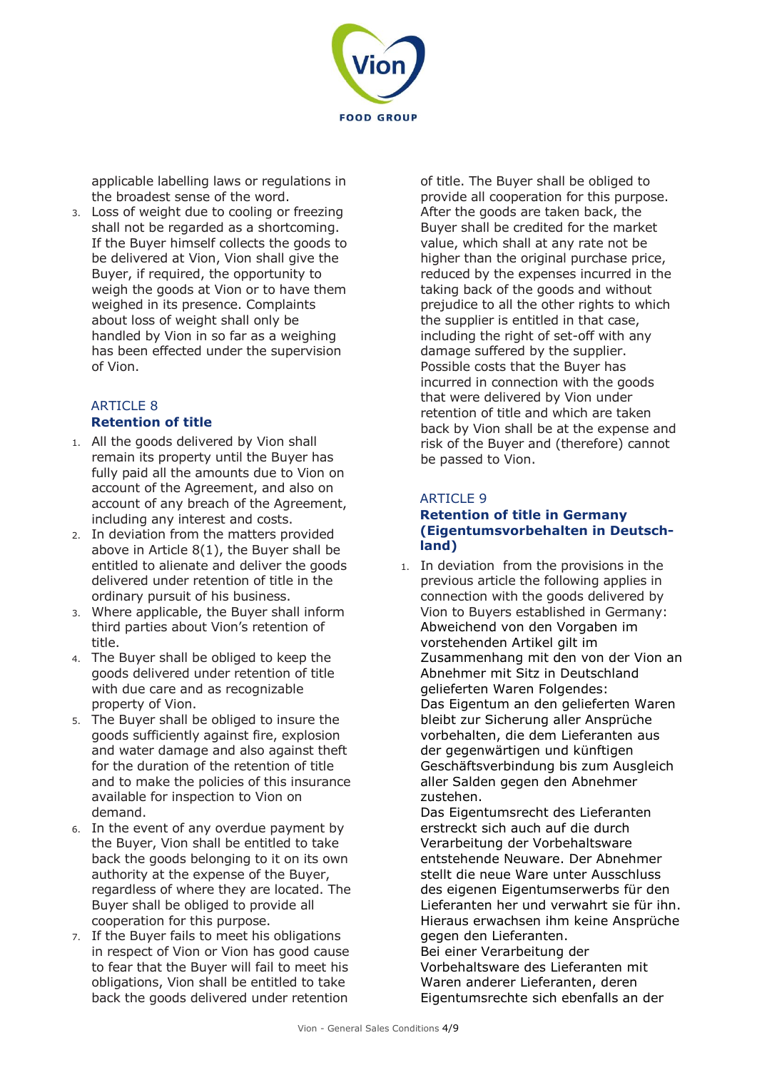applicable labelling laws or regulations in the broadest sense of the word.

3. Loss of weight due to cooling or freezing shall not be regarded as a shortcoming. If the Buyer himself collects the goods to be delivered at Vion, Vion shall give the Buyer, if required, the opportunity to weigh the goods at Vion or to have them weighed in its presence. Complaints about loss of weight shall only be handled by Vion in so far as a weighing has been effected under the supervision of Vion.

## ARTICLE 8
### Retention of title

1. All the goods delivered by Vion shall remain its property until the Buyer has fully paid all the amounts due to Vion on account of the Agreement, and also on account of any breach of the Agreement, including any interest and costs.
2. In deviation from the matters provided above in Article 8(1), the Buyer shall be entitled to alienate and deliver the goods delivered under retention of title in the ordinary pursuit of his business.
3. Where applicable, the Buyer shall inform third parties about Vion's retention of title.
4. The Buyer shall be obliged to keep the goods delivered under retention of title with due care and as recognizable property of Vion.
5. The Buyer shall be obliged to insure the goods sufficiently against fire, explosion and water damage and also against theft for the duration of the retention of title and to make the policies of this insurance available for inspection to Vion on demand.
6. In the event of any overdue payment by the Buyer, Vion shall be entitled to take back the goods belonging to it on its own authority at the expense of the Buyer, regardless of where they are located. The Buyer shall be obliged to provide all cooperation for this purpose.
7. If the Buyer fails to meet his obligations in respect of Vion or Vion has good cause to fear that the Buyer will fail to meet his obligations, Vion shall be entitled to take back the goods delivered under retention of title. The Buyer shall be obliged to provide all cooperation for this purpose. After the goods are taken back, the Buyer shall be credited for the market value, which shall at any rate not be higher than the original purchase price, reduced by the expenses incurred in the taking back of the goods and without prejudice to all the other rights to which the supplier is entitled in that case, including the right of set-off with any damage suffered by the supplier. Possible costs that the Buyer has incurred in connection with the goods that were delivered by Vion under retention of title and which are taken back by Vion shall be at the expense and risk of the Buyer and (therefore) cannot be passed to Vion.

## ARTICLE 9
### Retention of title in Germany (Eigentumsvorbehalten in Deutschland)

1. In deviation from the provisions in the previous article the following applies in connection with the goods delivered by Vion to Buyers established in Germany:
   Abweichend von den Vorgaben im vorstehenden Artikel gilt im Zusammenhang mit den von der Vion an Abnehmer mit Sitz in Deutschland gelieferten Waren Folgendes:
   Das Eigentum an den gelieferten Waren bleibt zur Sicherung aller Ansprüche vorbehalten, die dem Lieferanten aus der gegenwärtigen und künftigen Geschäftsverbindung bis zum Ausgleich aller Salden gegen den Abnehmer zustehen.
   Das Eigentumsrecht des Lieferanten erstreckt sich auch auf die durch Verarbeitung der Vorbehaltsware entstehende Neuware. Der Abnehmer stellt die neue Ware unter Ausschluss des eigenen Eigentumserwerbs für den Lieferanten her und verwahrt sie für ihn. Hieraus erwachsen ihm keine Ansprüche gegen den Lieferanten.
   Bei einer Verarbeitung der Vorbehaltsware des Lieferanten mit Waren anderer Lieferanten, deren Eigentumsrechte sich ebenfalls an der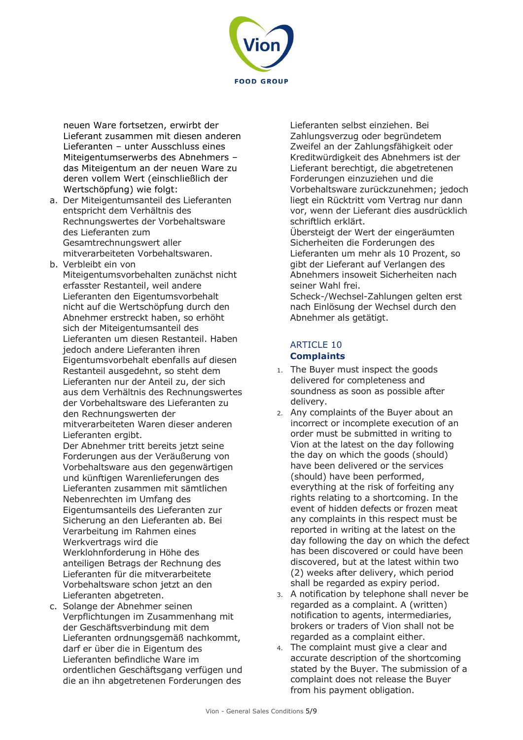neuen Ware fortsetzen, erwirbt der Lieferant zusammen mit diesen anderen Lieferanten – unter Ausschluss eines Miteigentumserwerbs des Abnehmers – das Miteigentum an der neuen Ware zu deren vollem Wert (einschließlich der Wertschöpfung) wie folgt:

a. Der Miteigentumsanteil des Lieferanten entspricht dem Verhältnis des Rechnungswertes der Vorbehaltsware des Lieferanten zum Gesamtrechnungswert aller mitverarbeiteten Vorbehaltswaren.
b. Verbleibt ein von Miteigentumsvorbehalten zunächst nicht erfasster Restanteil, weil andere Lieferanten den Eigentumsvorbehalt nicht auf die Wertschöpfung durch den Abnehmer erstreckt haben, so erhöht sich der Miteigentumsanteil des Lieferanten um diesen Restanteil. Haben jedoch andere Lieferanten ihren Eigentumsvorbehalt ebenfalls auf diesen Restanteil ausgedehnt, so steht dem Lieferanten nur der Anteil zu, der sich aus dem Verhältnis des Rechnungswertes der Vorbehaltsware des Lieferanten zu den Rechnungswerten der mitverarbeiteten Waren dieser anderen Lieferanten ergibt.
Der Abnehmer tritt bereits jetzt seine Forderungen aus der Veräußerung von Vorbehaltsware aus den gegenwärtigen und künftigen Warenlieferungen des Lieferanten zusammen mit sämtlichen Nebenrechten im Umfang des Eigentumsanteils des Lieferanten zur Sicherung an den Lieferanten ab. Bei Verarbeitung im Rahmen eines Werkvertrags wird die Werklohnforderung in Höhe des anteiligen Betrags der Rechnung des Lieferanten für die mitverarbeitete Vorbehaltsware schon jetzt an den Lieferanten abgetreten.
c. Solange der Abnehmer seinen Verpflichtungen im Zusammenhang mit der Geschäftsverbindung mit dem Lieferanten ordnungsgemäß nachkommt, darf er über die in Eigentum des Lieferanten befindliche Ware im ordentlichen Geschäftsgang verfügen und die an ihn abgetretenen Forderungen des Lieferanten selbst einziehen. Bei Zahlungsverzug oder begründetem Zweifel an der Zahlungsfähigkeit oder Kreditwürdigkeit des Abnehmers ist der Lieferant berechtigt, die abgetretenen Forderungen einzuziehen und die Vorbehaltsware zurückzunehmen; jedoch liegt ein Rücktritt vom Vertrag nur dann vor, wenn der Lieferant dies ausdrücklich schriftlich erklärt.
Übersteigt der Wert der eingeräumten Sicherheiten die Forderungen des Lieferanten um mehr als 10 Prozent, so gibt der Lieferant auf Verlangen des Abnehmers insoweit Sicherheiten nach seiner Wahl frei.
Scheck-/Wechsel-Zahlungen gelten erst nach Einlösung der Wechsel durch den Abnehmer als getätigt.

## ARTICLE 10
## Complaints

1. The Buyer must inspect the goods delivered for completeness and soundness as soon as possible after delivery.
2. Any complaints of the Buyer about an incorrect or incomplete execution of an order must be submitted in writing to Vion at the latest on the day following the day on which the goods (should) have been delivered or the services (should) have been performed, everything at the risk of forfeiting any rights relating to a shortcoming. In the event of hidden defects or frozen meat any complaints in this respect must be reported in writing at the latest on the day following the day on which the defect has been discovered or could have been discovered, but at the latest within two (2) weeks after delivery, which period shall be regarded as expiry period.
3. A notification by telephone shall never be regarded as a complaint. A (written) notification to agents, intermediaries, brokers or traders of Vion shall not be regarded as a complaint either.
4. The complaint must give a clear and accurate description of the shortcoming stated by the Buyer. The submission of a complaint does not release the Buyer from his payment obligation.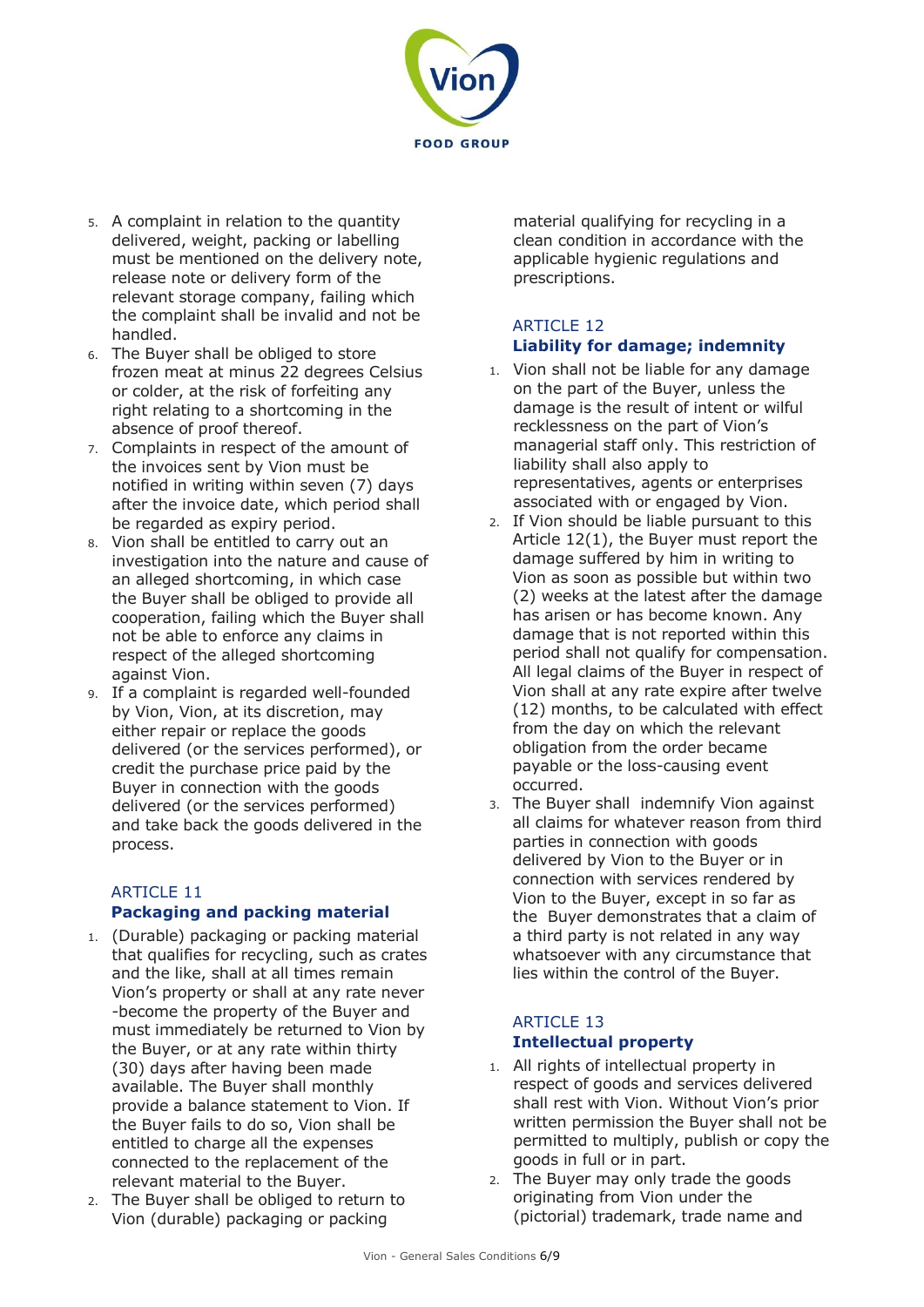5. A complaint in relation to the quantity delivered, weight, packing or labelling must be mentioned on the delivery note, release note or delivery form of the relevant storage company, failing which the complaint shall be invalid and not be handled.
6. The Buyer shall be obliged to store frozen meat at minus 22 degrees Celsius or colder, at the risk of forfeiting any right relating to a shortcoming in the absence of proof thereof.
7. Complaints in respect of the amount of the invoices sent by Vion must be notified in writing within seven (7) days after the invoice date, which period shall be regarded as expiry period.
8. Vion shall be entitled to carry out an investigation into the nature and cause of an alleged shortcoming, in which case the Buyer shall be obliged to provide all cooperation, failing which the Buyer shall not be able to enforce any claims in respect of the alleged shortcoming against Vion.
9. If a complaint is regarded well-founded by Vion, Vion, at its discretion, may either repair or replace the goods delivered (or the services performed), or credit the purchase price paid by the Buyer in connection with the goods delivered (or the services performed) and take back the goods delivered in the process.

## ARTICLE 11
### Packaging and packing material

1. (Durable) packaging or packing material that qualifies for recycling, such as crates and the like, shall at all times remain Vion's property or shall at any rate never -become the property of the Buyer and must immediately be returned to Vion by the Buyer, or at any rate within thirty (30) days after having been made available. The Buyer shall monthly provide a balance statement to Vion. If the Buyer fails to do so, Vion shall be entitled to charge all the expenses connected to the replacement of the relevant material to the Buyer.
2. The Buyer shall be obliged to return to Vion (durable) packaging or packing material qualifying for recycling in a clean condition in accordance with the applicable hygienic regulations and prescriptions.

## ARTICLE 12
### Liability for damage; indemnity

1. Vion shall not be liable for any damage on the part of the Buyer, unless the damage is the result of intent or wilful recklessness on the part of Vion's managerial staff only. This restriction of liability shall also apply to representatives, agents or enterprises associated with or engaged by Vion.
2. If Vion should be liable pursuant to this Article 12(1), the Buyer must report the damage suffered by him in writing to Vion as soon as possible but within two (2) weeks at the latest after the damage has arisen or has become known. Any damage that is not reported within this period shall not qualify for compensation. All legal claims of the Buyer in respect of Vion shall at any rate expire after twelve (12) months, to be calculated with effect from the day on which the relevant obligation from the order became payable or the loss-causing event occurred.
3. The Buyer shall indemnify Vion against all claims for whatever reason from third parties in connection with goods delivered by Vion to the Buyer or in connection with services rendered by Vion to the Buyer, except in so far as the Buyer demonstrates that a claim of a third party is not related in any way whatsoever with any circumstance that lies within the control of the Buyer.

## ARTICLE 13
### Intellectual property

1. All rights of intellectual property in respect of goods and services delivered shall rest with Vion. Without Vion's prior written permission the Buyer shall not be permitted to multiply, publish or copy the goods in full or in part.
2. The Buyer may only trade the goods originating from Vion under the (pictorial) trademark, trade name and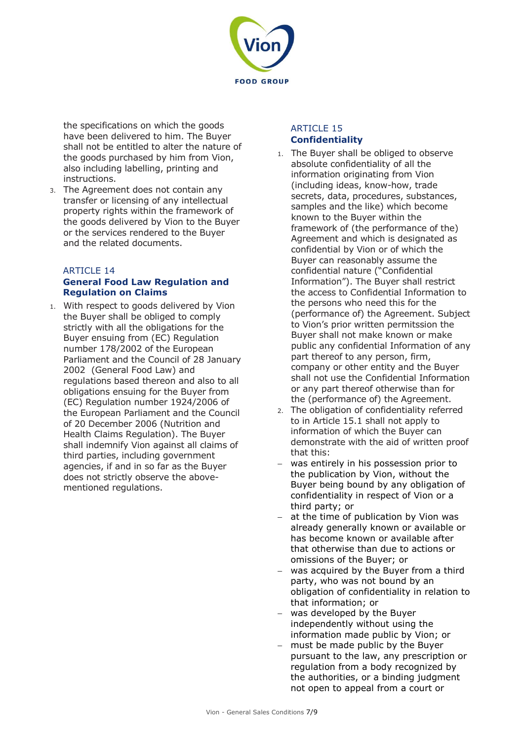the specifications on which the goods have been delivered to him. The Buyer shall not be entitled to alter the nature of the goods purchased by him from Vion, also including labelling, printing and instructions.

3. The Agreement does not contain any transfer or licensing of any intellectual property rights within the framework of the goods delivered by Vion to the Buyer or the services rendered to the Buyer and the related documents.

## ARTICLE 14
## General Food Law Regulation and Regulation on Claims

1. With respect to goods delivered by Vion the Buyer shall be obliged to comply strictly with all the obligations for the Buyer ensuing from (EC) Regulation number 178/2002 of the European Parliament and the Council of 28 January 2002 (General Food Law) and regulations based thereon and also to all obligations ensuing for the Buyer from (EC) Regulation number 1924/2006 of the European Parliament and the Council of 20 December 2006 (Nutrition and Health Claims Regulation). The Buyer shall indemnify Vion against all claims of third parties, including government agencies, if and in so far as the Buyer does not strictly observe the above-mentioned regulations.

## ARTICLE 15
## Confidentiality

1. The Buyer shall be obliged to observe absolute confidentiality of all the information originating from Vion (including ideas, know-how, trade secrets, data, procedures, substances, samples and the like) which become known to the Buyer within the framework of (the performance of the) Agreement and which is designated as confidential by Vion or of which the Buyer can reasonably assume the confidential nature ("Confidential Information"). The Buyer shall restrict the access to Confidential Information to the persons who need this for the (performance of) the Agreement. Subject to Vion's prior written permitssion the Buyer shall not make known or make public any confidential Information of any part thereof to any person, firm, company or other entity and the Buyer shall not use the Confidential Information or any part thereof otherwise than for the (performance of) the Agreement.
2. The obligation of confidentiality referred to in Article 15.1 shall not apply to information of which the Buyer can demonstrate with the aid of written proof that this:
   - was entirely in his possession prior to the publication by Vion, without the Buyer being bound by any obligation of confidentiality in respect of Vion or a third party; or
   - at the time of publication by Vion was already generally known or available or has become known or available after that otherwise than due to actions or omissions of the Buyer; or
   - was acquired by the Buyer from a third party, who was not bound by an obligation of confidentiality in relation to that information; or
   - was developed by the Buyer independently without using the information made public by Vion; or
   - must be made public by the Buyer pursuant to the law, any prescription or regulation from a body recognized by the authorities, or a binding judgment not open to appeal from a court or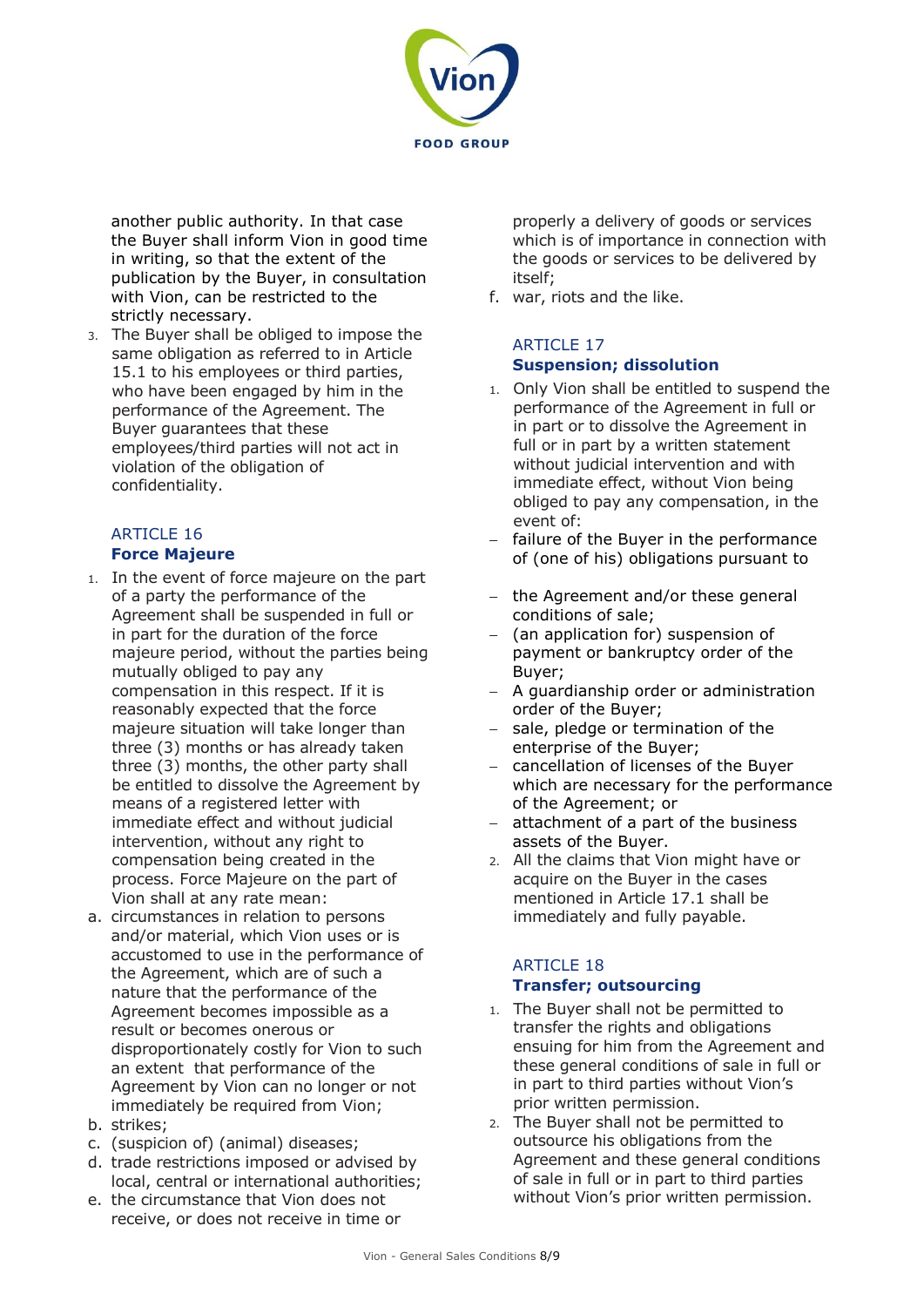another public authority. In that case the Buyer shall inform Vion in good time in writing, so that the extent of the publication by the Buyer, in consultation with Vion, can be restricted to the strictly necessary.

3. The Buyer shall be obliged to impose the same obligation as referred to in Article 15.1 to his employees or third parties, who have been engaged by him in the performance of the Agreement. The Buyer guarantees that these employees/third parties will not act in violation of the obligation of confidentiality.

## ARTICLE 16
### Force Majeure

1. In the event of force majeure on the part of a party the performance of the Agreement shall be suspended in full or in part for the duration of the force majeure period, without the parties being mutually obliged to pay any compensation in this respect. If it is reasonably expected that the force majeure situation will take longer than three (3) months or has already taken three (3) months, the other party shall be entitled to dissolve the Agreement by means of a registered letter with immediate effect and without judicial intervention, without any right to compensation being created in the process. Force Majeure on the part of Vion shall at any rate mean:

a. circumstances in relation to persons and/or material, which Vion uses or is accustomed to use in the performance of the Agreement, which are of such a nature that the performance of the Agreement becomes impossible as a result or becomes onerous or disproportionately costly for Vion to such an extent that performance of the Agreement by Vion can no longer or not immediately be required from Vion;
b. strikes;
c. (suspicion of) (animal) diseases;
d. trade restrictions imposed or advised by local, central or international authorities;
e. the circumstance that Vion does not receive, or does not receive in time or properly a delivery of goods or services which is of importance in connection with the goods or services to be delivered by itself;
f. war, riots and the like.

## ARTICLE 17
### Suspension; dissolution

1. Only Vion shall be entitled to suspend the performance of the Agreement in full or in part or to dissolve the Agreement in full or in part by a written statement without judicial intervention and with immediate effect, without Vion being obliged to pay any compensation, in the event of:
   - failure of the Buyer in the performance of (one of his) obligations pursuant to
   - the Agreement and/or these general conditions of sale;
   - (an application for) suspension of payment or bankruptcy order of the Buyer;
   - A guardianship order or administration order of the Buyer;
   - sale, pledge or termination of the enterprise of the Buyer;
   - cancellation of licenses of the Buyer which are necessary for the performance of the Agreement; or
   - attachment of a part of the business assets of the Buyer.
2. All the claims that Vion might have or acquire on the Buyer in the cases mentioned in Article 17.1 shall be immediately and fully payable.

## ARTICLE 18
### Transfer; outsourcing

1. The Buyer shall not be permitted to transfer the rights and obligations ensuing for him from the Agreement and these general conditions of sale in full or in part to third parties without Vion's prior written permission.
2. The Buyer shall not be permitted to outsource his obligations from the Agreement and these general conditions of sale in full or in part to third parties without Vion's prior written permission.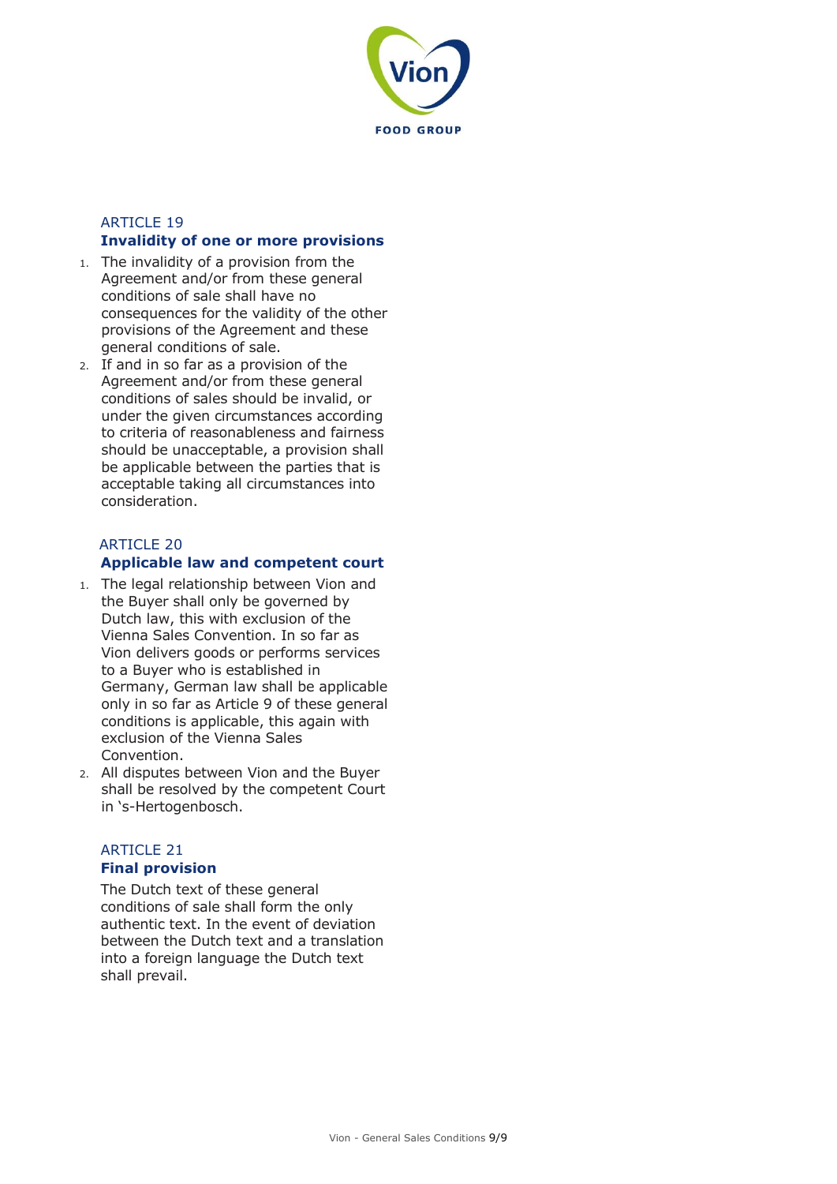## ARTICLE 19
### Invalidity of one or more provisions

1. The invalidity of a provision from the Agreement and/or from these general conditions of sale shall have no consequences for the validity of the other provisions of the Agreement and these general conditions of sale.
2. If and in so far as a provision of the Agreement and/or from these general conditions of sales should be invalid, or under the given circumstances according to criteria of reasonableness and fairness should be unacceptable, a provision shall be applicable between the parties that is acceptable taking all circumstances into consideration.

## ARTICLE 20
### Applicable law and competent court

1. The legal relationship between Vion and the Buyer shall only be governed by Dutch law, this with exclusion of the Vienna Sales Convention. In so far as Vion delivers goods or performs services to a Buyer who is established in Germany, German law shall be applicable only in so far as Article 9 of these general conditions is applicable, this again with exclusion of the Vienna Sales Convention.
2. All disputes between Vion and the Buyer shall be resolved by the competent Court in 's-Hertogenbosch.

## ARTICLE 21
### Final provision

The Dutch text of these general conditions of sale shall form the only authentic text. In the event of deviation between the Dutch text and a translation into a foreign language the Dutch text shall prevail.